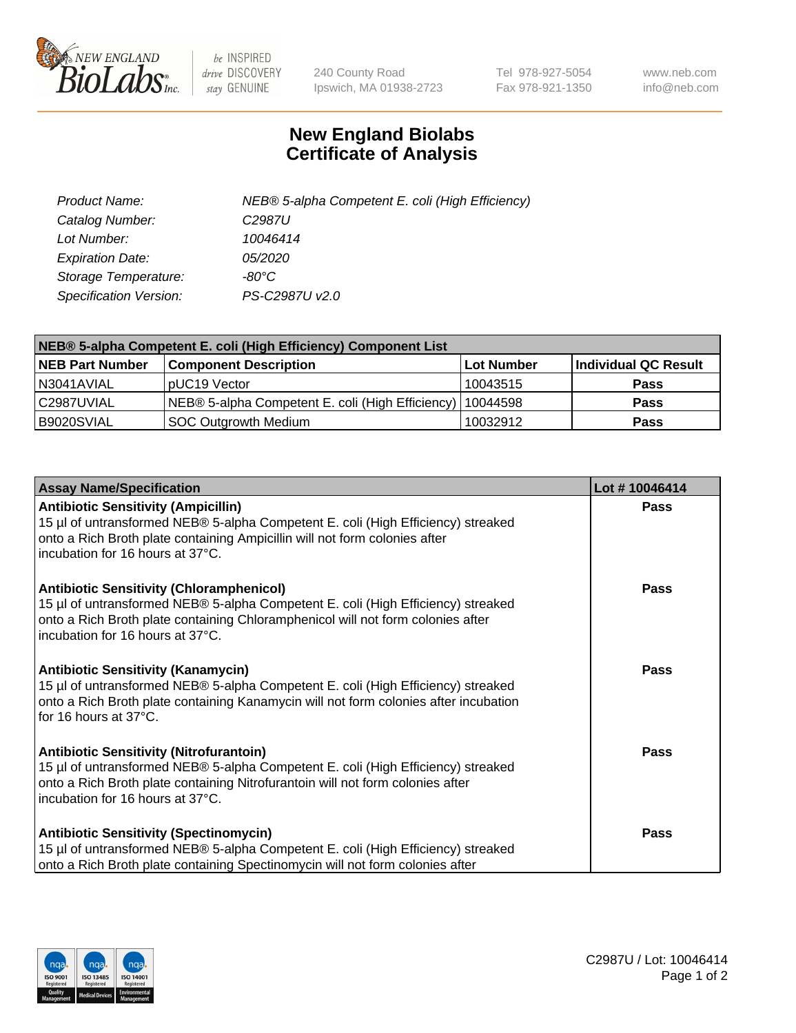240 County Road
Ipswich, MA 01938-2723

Tel 978-927-5054
Fax 978-921-1350

www.neb.com
info@neb.com

# New England Biolabs
# Certificate of Analysis

| | |
|---|---|
| *Product Name:* | *NEB® 5-alpha Competent E. coli (High Efficiency)* |
| *Catalog Number:* | *C2987U* |
| *Lot Number:* | *10046414* |
| *Expiration Date:* | *05/2020* |
| *Storage Temperature:* | *-80°C* |
| *Specification Version:* | *PS-C2987U v2.0* |

| NEB® 5-alpha Competent E. coli (High Efficiency) Component List | | | |
|---|---|---|---|
| **NEB Part Number** | **Component Description** | **Lot Number** | **Individual QC Result** |
| N3041AVIAL | pUC19 Vector | 10043515 | **Pass** |
| C2987UVIAL | NEB® 5-alpha Competent E. coli (High Efficiency) | 10044598 | **Pass** |
| B9020SVIAL | SOC Outgrowth Medium | 10032912 | **Pass** |

| Assay Name/Specification | Lot # 10046414 |
|---|---|
| **Antibiotic Sensitivity (Ampicillin)**<br>15 µl of untransformed NEB® 5-alpha Competent E. coli (High Efficiency) streaked onto a Rich Broth plate containing Ampicillin will not form colonies after incubation for 16 hours at 37°C. | **Pass** |
| **Antibiotic Sensitivity (Chloramphenicol)**<br>15 µl of untransformed NEB® 5-alpha Competent E. coli (High Efficiency) streaked onto a Rich Broth plate containing Chloramphenicol will not form colonies after incubation for 16 hours at 37°C. | **Pass** |
| **Antibiotic Sensitivity (Kanamycin)**<br>15 µl of untransformed NEB® 5-alpha Competent E. coli (High Efficiency) streaked onto a Rich Broth plate containing Kanamycin will not form colonies after incubation for 16 hours at 37°C. | **Pass** |
| **Antibiotic Sensitivity (Nitrofurantoin)**<br>15 µl of untransformed NEB® 5-alpha Competent E. coli (High Efficiency) streaked onto a Rich Broth plate containing Nitrofurantoin will not form colonies after incubation for 16 hours at 37°C. | **Pass** |
| **Antibiotic Sensitivity (Spectinomycin)**<br>15 µl of untransformed NEB® 5-alpha Competent E. coli (High Efficiency) streaked onto a Rich Broth plate containing Spectinomycin will not form colonies after | **Pass** |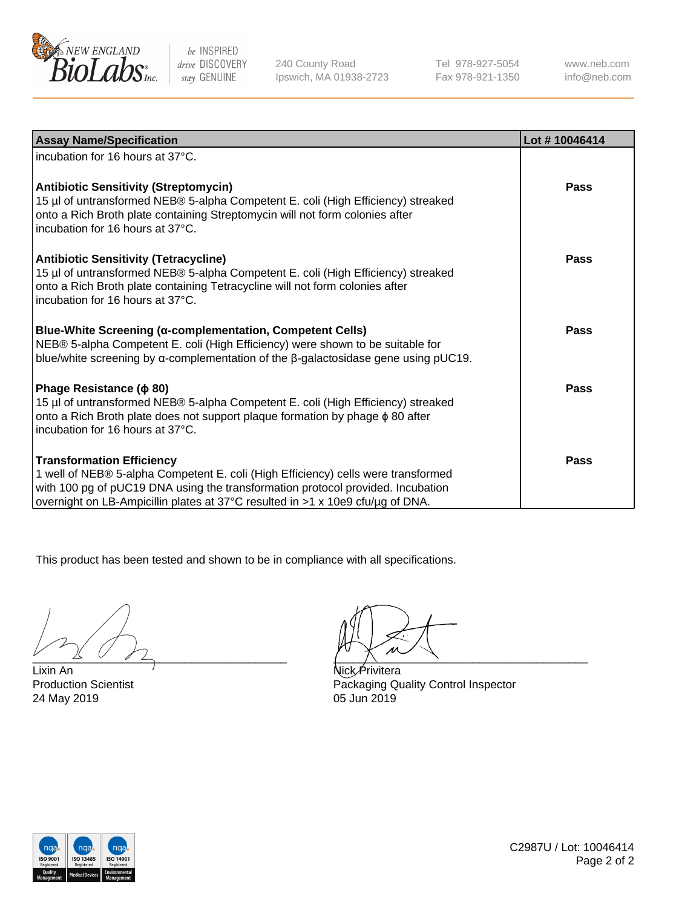| Assay Name/Specification | Lot # 10046414 |
|---|---|
| incubation for 16 hours at 37°C. | |
| **Antibiotic Sensitivity (Streptomycin)**<br>15 µl of untransformed NEB® 5-alpha Competent E. coli (High Efficiency) streaked onto a Rich Broth plate containing Streptomycin will not form colonies after incubation for 16 hours at 37°C. | Pass |
| **Antibiotic Sensitivity (Tetracycline)**<br>15 µl of untransformed NEB® 5-alpha Competent E. coli (High Efficiency) streaked onto a Rich Broth plate containing Tetracycline will not form colonies after incubation for 16 hours at 37°C. | Pass |
| **Blue-White Screening (α-complementation, Competent Cells)**<br>NEB® 5-alpha Competent E. coli (High Efficiency) were shown to be suitable for blue/white screening by α-complementation of the β-galactosidase gene using pUC19. | Pass |
| **Phage Resistance (ϕ 80)**<br>15 µl of untransformed NEB® 5-alpha Competent E. coli (High Efficiency) streaked onto a Rich Broth plate does not support plaque formation by phage ϕ 80 after incubation for 16 hours at 37°C. | Pass |
| **Transformation Efficiency**<br>1 well of NEB® 5-alpha Competent E. coli (High Efficiency) cells were transformed with 100 pg of pUC19 DNA using the transformation protocol provided. Incubation overnight on LB-Ampicillin plates at 37°C resulted in >1 x 10e9 cfu/µg of DNA. | Pass |

This product has been tested and shown to be in compliance with all specifications.

Lixin An
Production Scientist
24 May 2019

Nick Privitera
Packaging Quality Control Inspector
05 Jun 2019

C2987U / Lot: 10046414